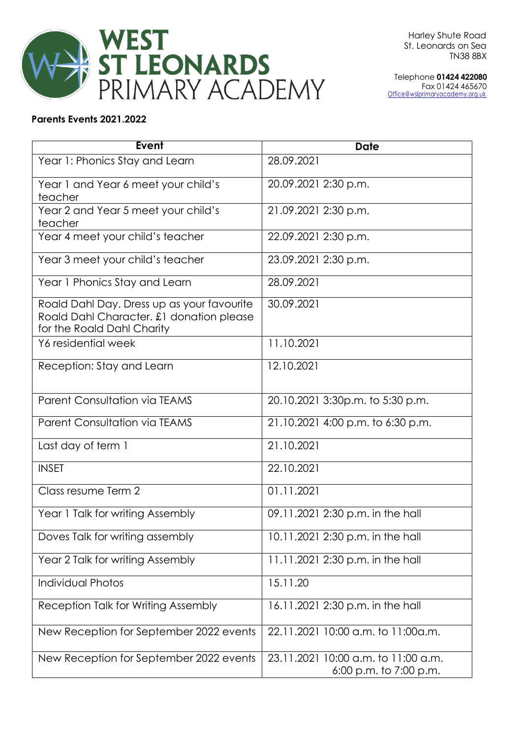# WEST ST LEONARDS PRIMARY ACADEMY

Harley Shute Road
St. Leonards on Sea
TN38 8BX

Telephone **01424 422080**
Fax 01424 465670
Office@wslprimaryacademy.org.uk

**Parents Events 2021.2022**

| Event | Date |
|---|---|
| Year 1: Phonics Stay and Learn | 28.09.2021 |
| Year 1 and Year 6 meet your child's teacher | 20.09.2021 2:30 p.m. |
| Year 2 and Year 5 meet your child's teacher | 21.09.2021 2:30 p.m. |
| Year 4 meet your child's teacher | 22.09.2021 2:30 p.m. |
| Year 3 meet your child's teacher | 23.09.2021 2:30 p.m. |
| Year 1 Phonics Stay and Learn | 28.09.2021 |
| Roald Dahl Day. Dress up as your favourite Roald Dahl Character. £1 donation please for the Roald Dahl Charity | 30.09.2021 |
| Y6 residential week | 11.10.2021 |
| Reception: Stay and Learn | 12.10.2021 |
| Parent Consultation via TEAMS | 20.10.2021 3:30p.m. to 5:30 p.m. |
| Parent Consultation via TEAMS | 21.10.2021 4:00 p.m. to 6:30 p.m. |
| Last day of term 1 | 21.10.2021 |
| INSET | 22.10.2021 |
| Class resume Term 2 | 01.11.2021 |
| Year 1 Talk for writing Assembly | 09.11.2021 2:30 p.m. in the hall |
| Doves Talk for writing assembly | 10.11.2021 2:30 p.m. in the hall |
| Year 2 Talk for writing Assembly | 11.11.2021 2:30 p.m. in the hall |
| Individual Photos | 15.11.20 |
| Reception Talk for Writing Assembly | 16.11.2021 2:30 p.m. in the hall |
| New Reception for September 2022 events | 22.11.2021 10:00 a.m. to 11:00a.m. |
| New Reception for September 2022 events | 23.11.2021 10:00 a.m. to 11:00 a.m. 6:00 p.m. to 7:00 p.m. |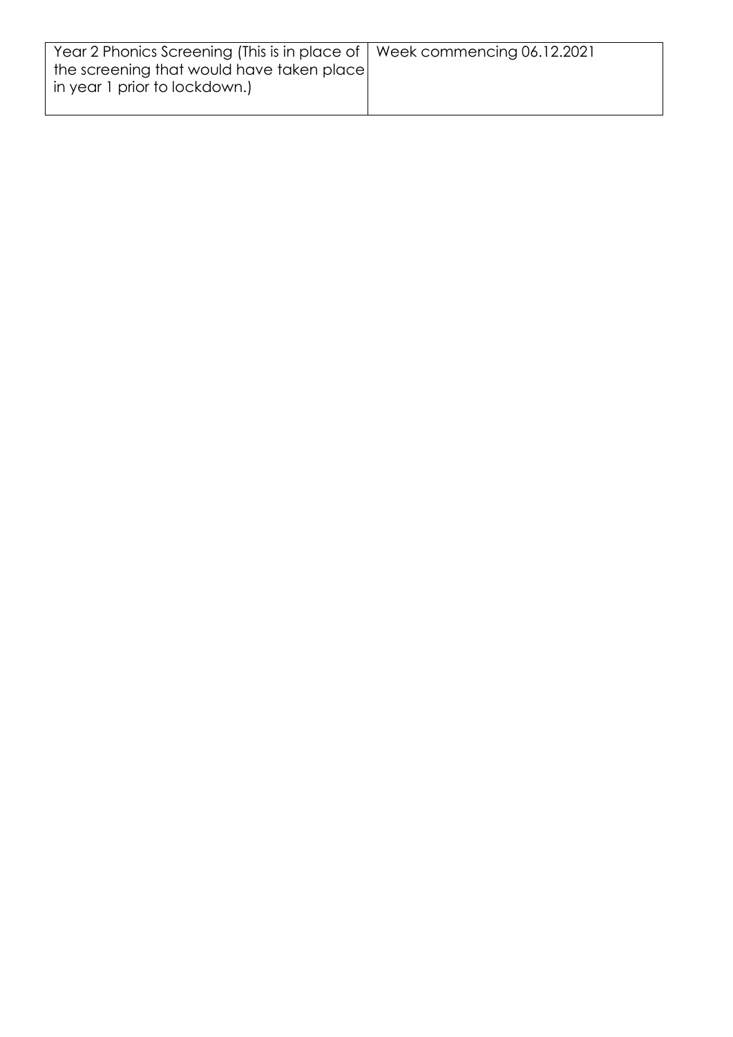| Year 2 Phonics Screening (This is in place of the screening that would have taken place in year 1 prior to lockdown.) | Week commencing 06.12.2021 |
|---|---|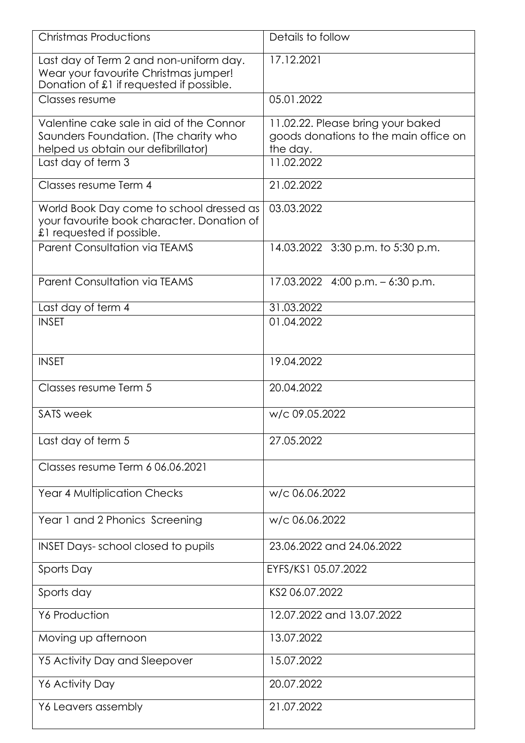| | |
|---|---|
| Christmas Productions | Details to follow |
| Last day of Term 2 and non-uniform day. Wear your favourite Christmas jumper! Donation of £1 if requested if possible. | 17.12.2021 |
| Classes resume | 05.01.2022 |
| Valentine cake sale in aid of the Connor Saunders Foundation. (The charity who helped us obtain our defibrillator) | 11.02.22. Please bring your baked goods donations to the main office on the day. |
| Last day of term 3 | 11.02.2022 |
| Classes resume Term 4 | 21.02.2022 |
| World Book Day come to school dressed as your favourite book character. Donation of £1 requested if possible. | 03.03.2022 |
| Parent Consultation via TEAMS | 14.03.2022 3:30 p.m. to 5:30 p.m. |
| Parent Consultation via TEAMS | 17.03.2022 4:00 p.m. – 6:30 p.m. |
| Last day of term 4 | 31.03.2022 |
| INSET | 01.04.2022 |
| INSET | 19.04.2022 |
| Classes resume Term 5 | 20.04.2022 |
| SATS week | w/c 09.05.2022 |
| Last day of term 5 | 27.05.2022 |
| Classes resume Term 6 06.06.2021 | |
| Year 4 Multiplication Checks | w/c 06.06.2022 |
| Year 1 and 2 Phonics Screening | w/c 06.06.2022 |
| INSET Days- school closed to pupils | 23.06.2022 and 24.06.2022 |
| Sports Day | EYFS/KS1 05.07.2022 |
| Sports day | KS2 06.07.2022 |
| Y6 Production | 12.07.2022 and 13.07.2022 |
| Moving up afternoon | 13.07.2022 |
| Y5 Activity Day and Sleepover | 15.07.2022 |
| Y6 Activity Day | 20.07.2022 |
| Y6 Leavers assembly | 21.07.2022 |